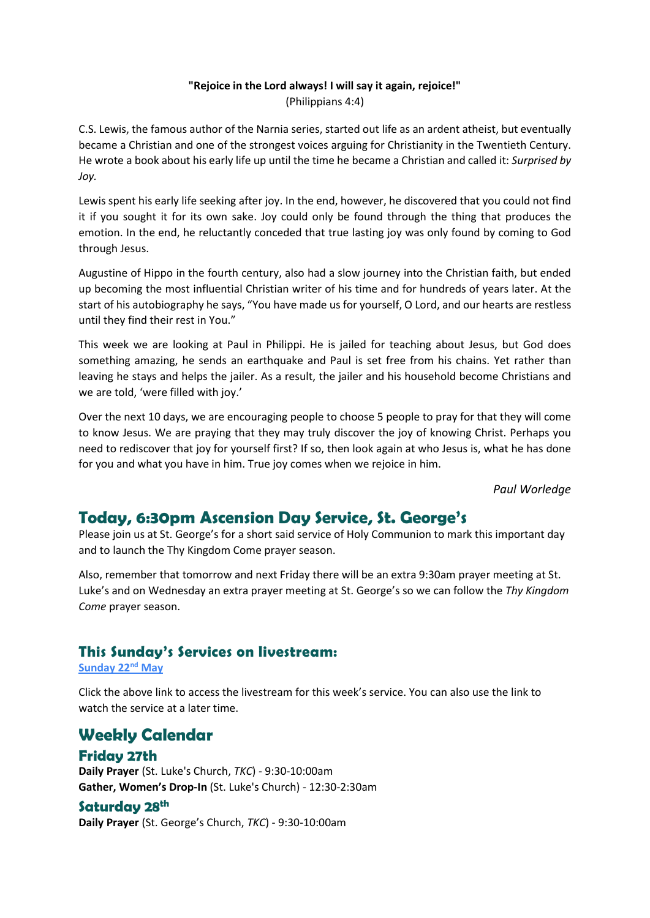**"Rejoice in the Lord always! I will say it again, rejoice!"**
(Philippians 4:4)

C.S. Lewis, the famous author of the Narnia series, started out life as an ardent atheist, but eventually became a Christian and one of the strongest voices arguing for Christianity in the Twentieth Century. He wrote a book about his early life up until the time he became a Christian and called it: *Surprised by Joy.*

Lewis spent his early life seeking after joy. In the end, however, he discovered that you could not find it if you sought it for its own sake. Joy could only be found through the thing that produces the emotion. In the end, he reluctantly conceded that true lasting joy was only found by coming to God through Jesus.

Augustine of Hippo in the fourth century, also had a slow journey into the Christian faith, but ended up becoming the most influential Christian writer of his time and for hundreds of years later. At the start of his autobiography he says, "You have made us for yourself, O Lord, and our hearts are restless until they find their rest in You."

This week we are looking at Paul in Philippi. He is jailed for teaching about Jesus, but God does something amazing, he sends an earthquake and Paul is set free from his chains. Yet rather than leaving he stays and helps the jailer. As a result, the jailer and his household become Christians and we are told, 'were filled with joy.'

Over the next 10 days, we are encouraging people to choose 5 people to pray for that they will come to know Jesus. We are praying that they may truly discover the joy of knowing Christ. Perhaps you need to rediscover that joy for yourself first? If so, then look again at who Jesus is, what he has done for you and what you have in him. True joy comes when we rejoice in him.

*Paul Worledge*

## Today, 6:30pm Ascension Day Service, St. George's

Please join us at St. George's for a short said service of Holy Communion to mark this important day and to launch the Thy Kingdom Come prayer season.

Also, remember that tomorrow and next Friday there will be an extra 9:30am prayer meeting at St. Luke's and on Wednesday an extra prayer meeting at St. George's so we can follow the *Thy Kingdom Come* prayer season.

### This Sunday's Services on livestream:

[Sunday 22nd May]

Click the above link to access the livestream for this week's service. You can also use the link to watch the service at a later time.

## Weekly Calendar

### Friday 27th

**Daily Prayer** (St. Luke's Church, *TKC*) - 9:30-10:00am
**Gather, Women's Drop-In** (St. Luke's Church) - 12:30-2:30am

### Saturday 28th

**Daily Prayer** (St. George's Church, *TKC*) - 9:30-10:00am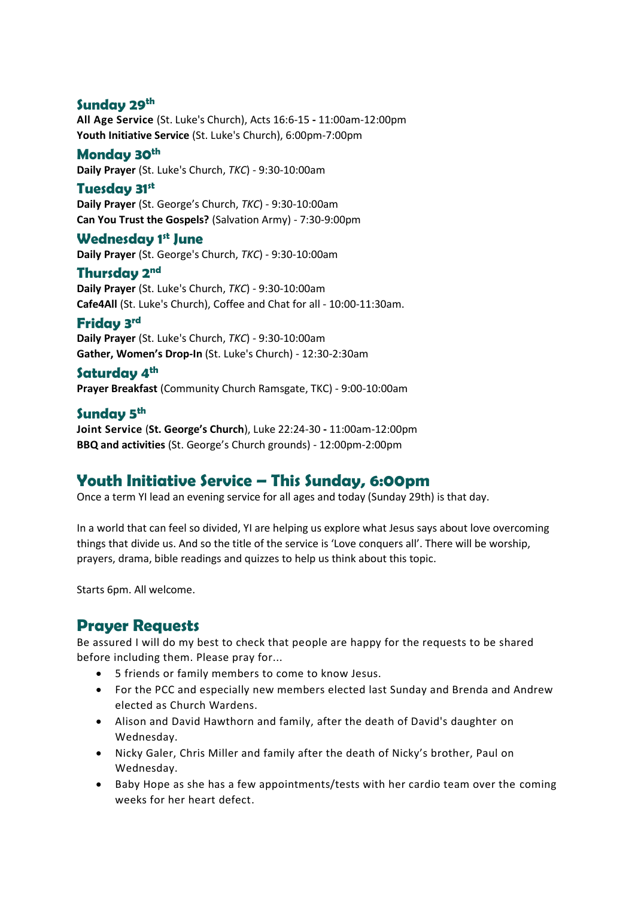### Sunday 29th

**All Age Service** (St. Luke's Church), Acts 16:6-15 **-** 11:00am-12:00pm
**Youth Initiative Service** (St. Luke's Church), 6:00pm-7:00pm

### Monday 30th

**Daily Prayer** (St. Luke's Church, *TKC*) - 9:30-10:00am

### Tuesday 31st

**Daily Prayer** (St. George's Church, *TKC*) - 9:30-10:00am
**Can You Trust the Gospels?** (Salvation Army) - 7:30-9:00pm

### Wednesday 1st June

**Daily Prayer** (St. George's Church, *TKC*) - 9:30-10:00am

### Thursday 2nd

**Daily Prayer** (St. Luke's Church, *TKC*) - 9:30-10:00am
**Cafe4All** (St. Luke's Church), Coffee and Chat for all - 10:00-11:30am.

### Friday 3rd

**Daily Prayer** (St. Luke's Church, *TKC*) - 9:30-10:00am
**Gather, Women's Drop-In** (St. Luke's Church) - 12:30-2:30am

### Saturday 4th

**Prayer Breakfast** (Community Church Ramsgate, TKC) - 9:00-10:00am

### Sunday 5th

**Joint Service** (**St. George's Church**), Luke 22:24-30 **-** 11:00am-12:00pm
**BBQ and activities** (St. George's Church grounds) - 12:00pm-2:00pm

## Youth Initiative Service – This Sunday, 6:00pm

Once a term YI lead an evening service for all ages and today (Sunday 29th) is that day.

In a world that can feel so divided, YI are helping us explore what Jesus says about love overcoming things that divide us. And so the title of the service is 'Love conquers all'. There will be worship, prayers, drama, bible readings and quizzes to help us think about this topic.

Starts 6pm. All welcome.

## Prayer Requests

Be assured I will do my best to check that people are happy for the requests to be shared before including them. Please pray for...

- 5 friends or family members to come to know Jesus.
- For the PCC and especially new members elected last Sunday and Brenda and Andrew elected as Church Wardens.
- Alison and David Hawthorn and family, after the death of David's daughter on Wednesday.
- Nicky Galer, Chris Miller and family after the death of Nicky's brother, Paul on Wednesday.
- Baby Hope as she has a few appointments/tests with her cardio team over the coming weeks for her heart defect.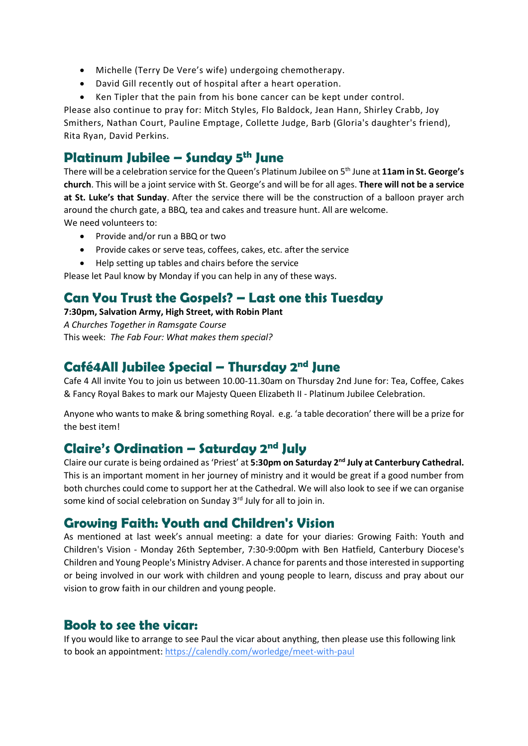- Michelle (Terry De Vere's wife) undergoing chemotherapy.
- David Gill recently out of hospital after a heart operation.
- Ken Tipler that the pain from his bone cancer can be kept under control.

Please also continue to pray for: Mitch Styles, Flo Baldock, Jean Hann, Shirley Crabb, Joy Smithers, Nathan Court, Pauline Emptage, Collette Judge, Barb (Gloria's daughter's friend), Rita Ryan, David Perkins.

## Platinum Jubilee – Sunday 5th June

There will be a celebration service for the Queen's Platinum Jubilee on 5th June at **11am in St. George's church**. This will be a joint service with St. George's and will be for all ages. **There will not be a service at St. Luke's that Sunday**. After the service there will be the construction of a balloon prayer arch around the church gate, a BBQ, tea and cakes and treasure hunt. All are welcome.

We need volunteers to:

- Provide and/or run a BBQ or two
- Provide cakes or serve teas, coffees, cakes, etc. after the service
- Help setting up tables and chairs before the service

Please let Paul know by Monday if you can help in any of these ways.

## Can You Trust the Gospels? – Last one this Tuesday

**7:30pm, Salvation Army, High Street, with Robin Plant**

*A Churches Together in Ramsgate Course*

This week: *The Fab Four: What makes them special?*

## Café4All Jubilee Special – Thursday 2nd June

Cafe 4 All invite You to join us between 10.00-11.30am on Thursday 2nd June for: Tea, Coffee, Cakes & Fancy Royal Bakes to mark our Majesty Queen Elizabeth II - Platinum Jubilee Celebration.

Anyone who wants to make & bring something Royal. e.g. 'a table decoration' there will be a prize for the best item!

## Claire's Ordination – Saturday 2nd July

Claire our curate is being ordained as 'Priest' at **5:30pm on Saturday 2nd July at Canterbury Cathedral.** This is an important moment in her journey of ministry and it would be great if a good number from both churches could come to support her at the Cathedral. We will also look to see if we can organise some kind of social celebration on Sunday 3rd July for all to join in.

## Growing Faith: Youth and Children's Vision

As mentioned at last week's annual meeting: a date for your diaries: Growing Faith: Youth and Children's Vision - Monday 26th September, 7:30-9:00pm with Ben Hatfield, Canterbury Diocese's Children and Young People's Ministry Adviser. A chance for parents and those interested in supporting or being involved in our work with children and young people to learn, discuss and pray about our vision to grow faith in our children and young people.

## Book to see the vicar:

If you would like to arrange to see Paul the vicar about anything, then please use this following link to book an appointment: https://calendly.com/worledge/meet-with-paul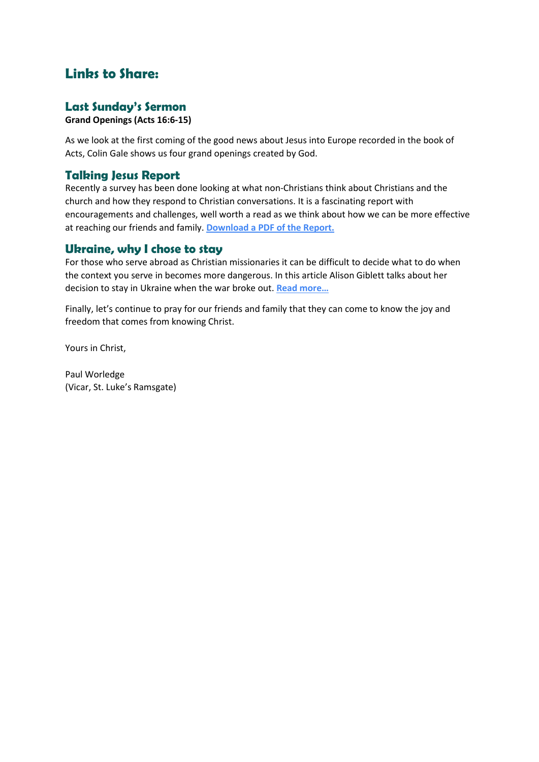## Links to Share:

### Last Sunday's Sermon

**Grand Openings (Acts 16:6-15)**

As we look at the first coming of the good news about Jesus into Europe recorded in the book of Acts, Colin Gale shows us four grand openings created by God.

### Talking Jesus Report

Recently a survey has been done looking at what non-Christians think about Christians and the church and how they respond to Christian conversations. It is a fascinating report with encouragements and challenges, well worth a read as we think about how we can be more effective at reaching our friends and family. **Download a PDF of the Report.**

### Ukraine, why I chose to stay

For those who serve abroad as Christian missionaries it can be difficult to decide what to do when the context you serve in becomes more dangerous. In this article Alison Giblett talks about her decision to stay in Ukraine when the war broke out. **Read more…**

Finally, let's continue to pray for our friends and family that they can come to know the joy and freedom that comes from knowing Christ.

Yours in Christ,

Paul Worledge
(Vicar, St. Luke's Ramsgate)